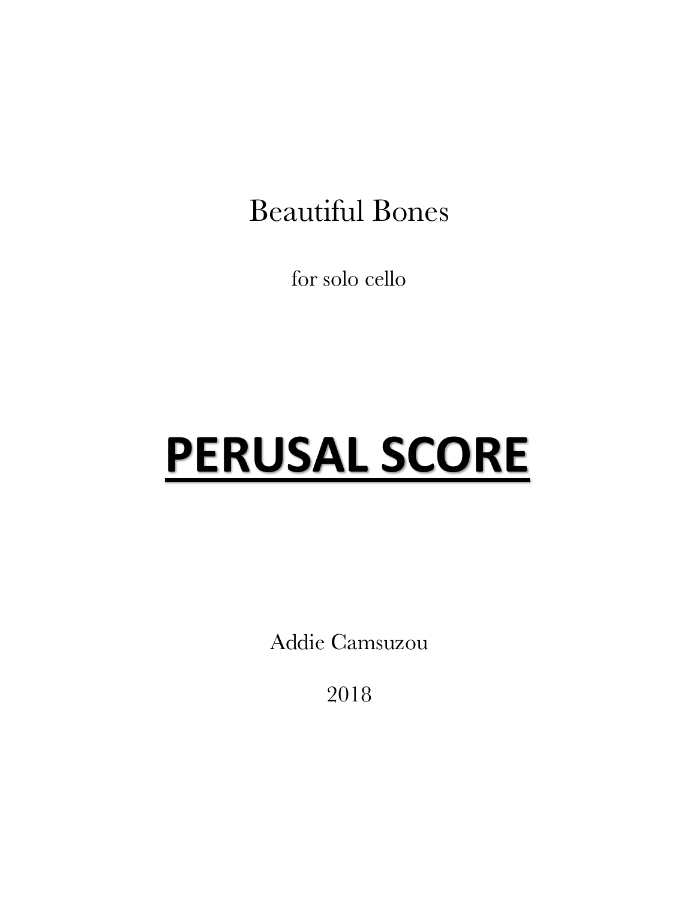# Beautiful Bones

for solo cello

# **PERUSAL SCORE**

Addie Camsuzou

2018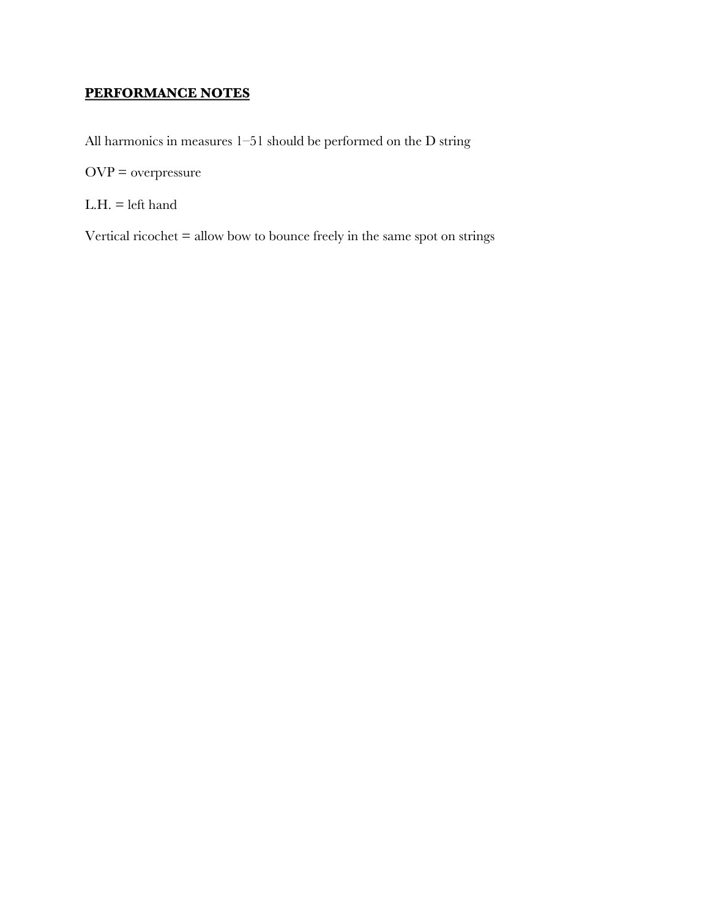## **PERFORMANCE NOTES**

All harmonics in measures 1–51 should be performed on the D string

OVP = overpressure

L.H. = left hand

Vertical ricochet = allow bow to bounce freely in the same spot on strings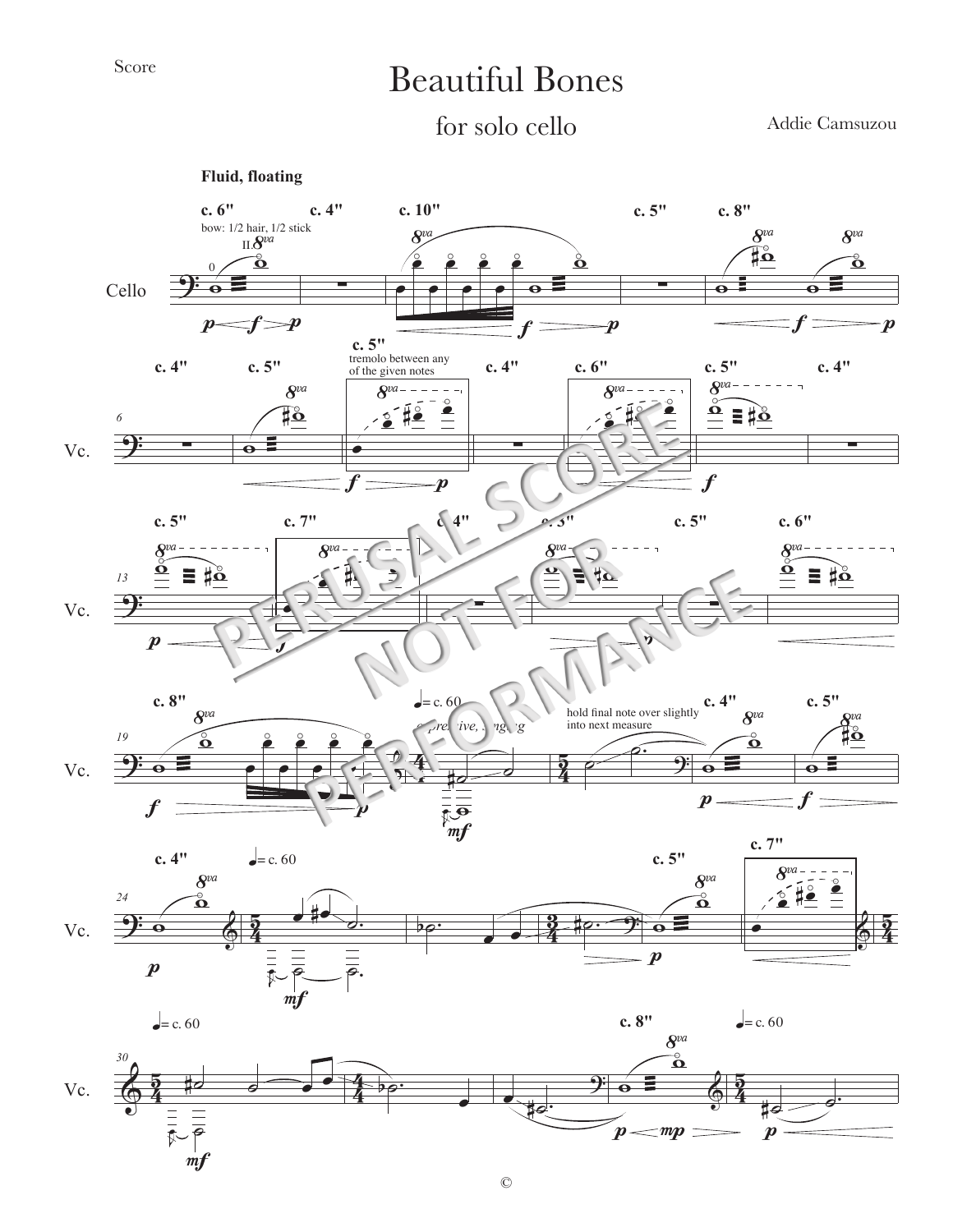Score

# Beautiful Bones

## for solo cello

Addie Camsuzou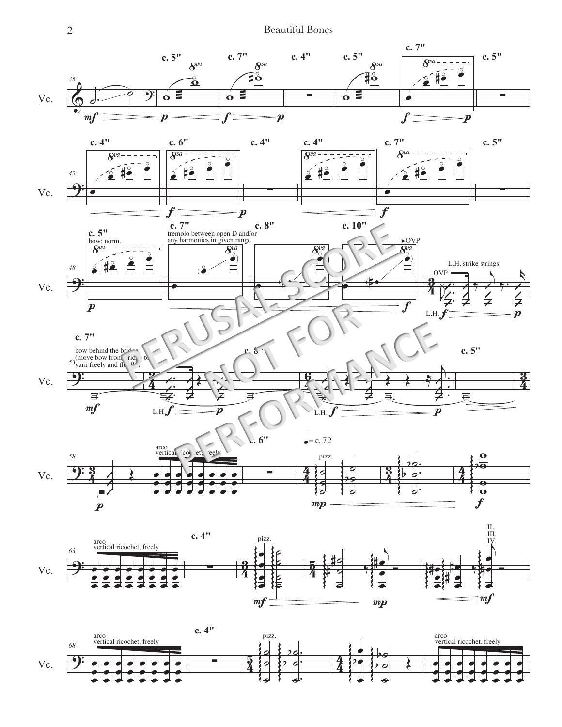c. 5" c. 7" c. 4" c. 5" c. 7" c. 5"

c. 4" c. 6" c. 4" c. 4" c. 7" c. 5"

c. 5" bow: norm.

c. 7" tremolo between open D and/or any harmonics in given range

c. 8"

c. 10" OVP

L.H. strike strings

c. 7" bow behind the bridge (move bow from bridge to yarn freely and fluidly)

c. 8"

c. 5"

c. 6" ♩= c. 72

arco vertical ricochet, freely

pizz.

arco vertical ricochet, freely

c. 4"

pizz.

II. III. IV.

arco vertical ricochet, freely

c. 4"

pizz.

arco vertical ricochet, freely

PERUSAL SCORE NOT FOR PERFORMANCE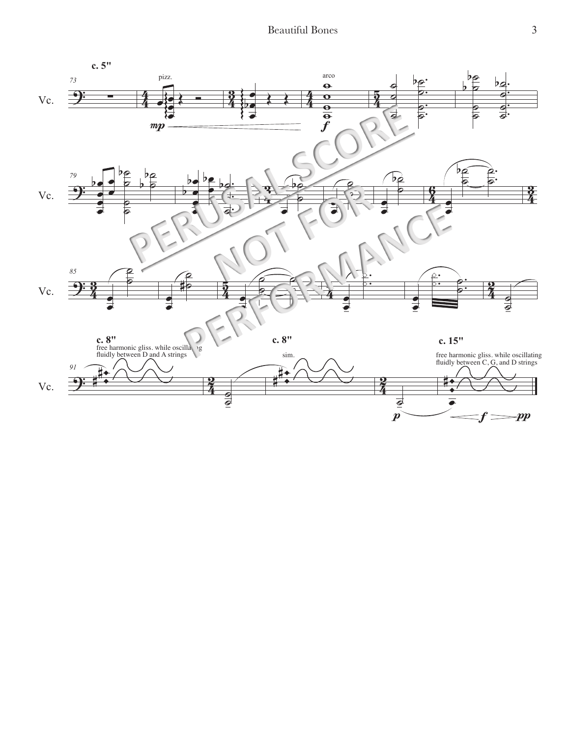c. 5"

pizz.

*mp*

arco

*f*

c. 8"

free harmonic gliss. while oscillating fluidly between D and A strings

c. 8"

sim.

c. 15"

free harmonic gliss. while oscillating fluidly between C, G, and D strings

*p* *f* *pp*

PERUSAL SCORE NOT FOR PERFORMANCE